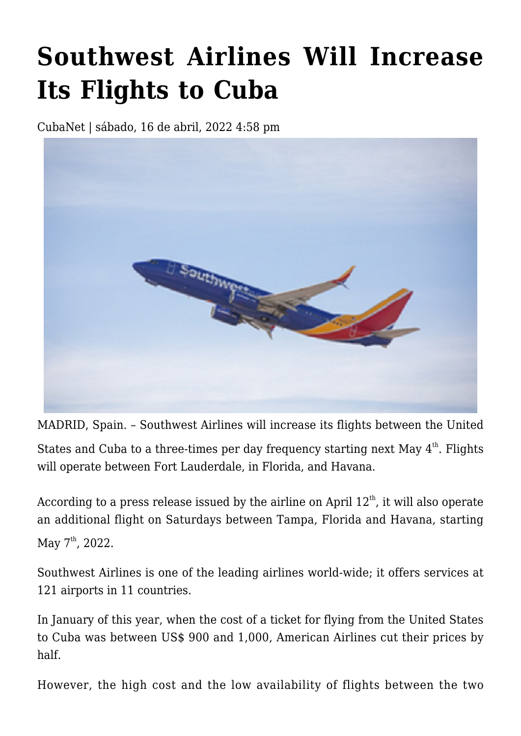# Southwest Airlines Will Increase Its Flights to Cuba

CubaNet | sábado, 16 de abril, 2022 4:58 pm

MADRID, Spain. – Southwest Airlines will increase its flights between the United States and Cuba to a three-times per day frequency starting next May 4th. Flights will operate between Fort Lauderdale, in Florida, and Havana.

According to a press release issued by the airline on April 12th, it will also operate an additional flight on Saturdays between Tampa, Florida and Havana, starting May 7th, 2022.

Southwest Airlines is one of the leading airlines world-wide; it offers services at 121 airports in 11 countries.

In January of this year, when the cost of a ticket for flying from the United States to Cuba was between US$ 900 and 1,000, American Airlines cut their prices by half.

However, the high cost and the low availability of flights between the two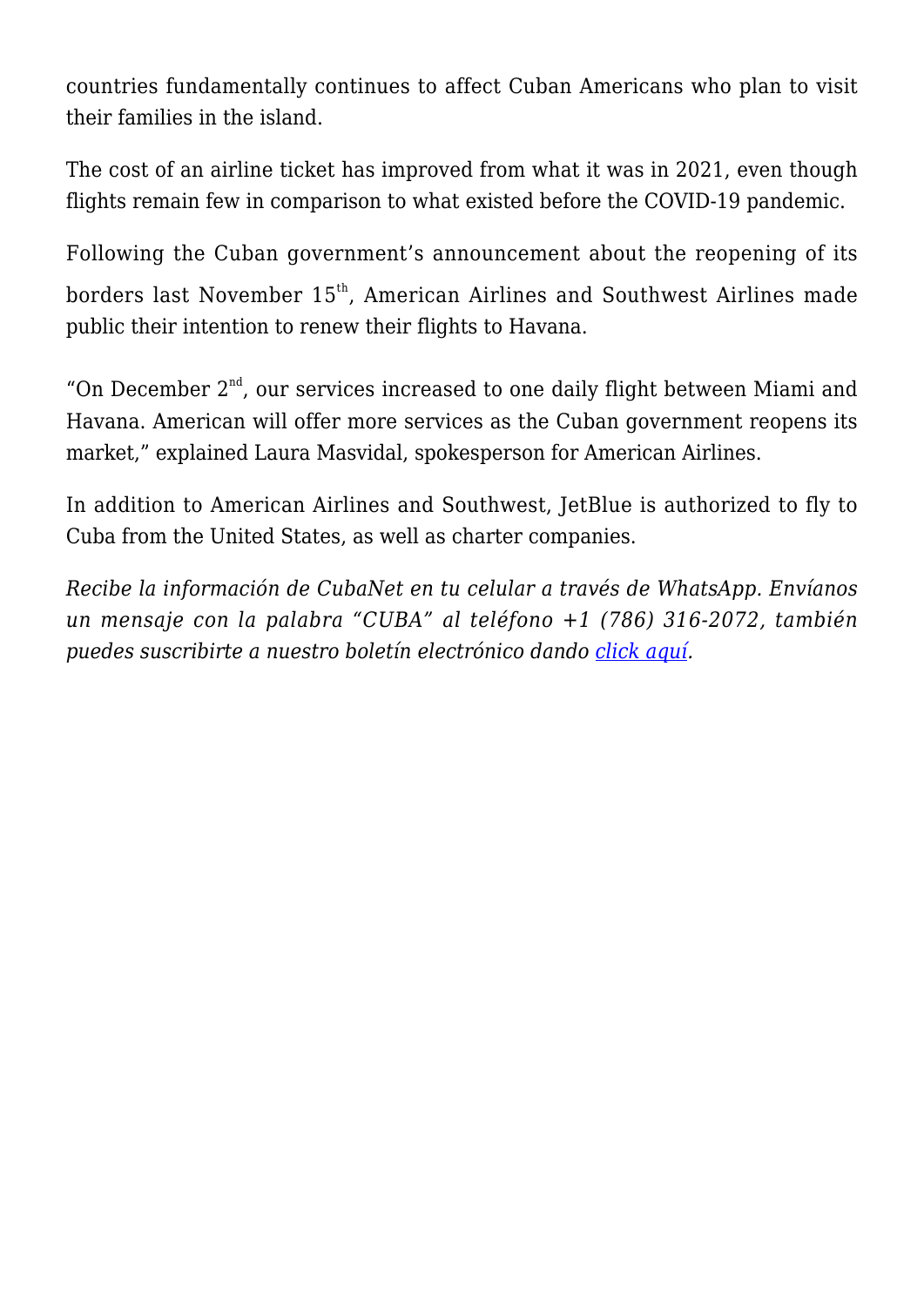countries fundamentally continues to affect Cuban Americans who plan to visit their families in the island.

The cost of an airline ticket has improved from what it was in 2021, even though flights remain few in comparison to what existed before the COVID-19 pandemic.

Following the Cuban government's announcement about the reopening of its borders last November 15th, American Airlines and Southwest Airlines made public their intention to renew their flights to Havana.

"On December 2nd, our services increased to one daily flight between Miami and Havana. American will offer more services as the Cuban government reopens its market," explained Laura Masvidal, spokesperson for American Airlines.

In addition to American Airlines and Southwest, JetBlue is authorized to fly to Cuba from the United States, as well as charter companies.

*Recibe la información de CubaNet en tu celular a través de WhatsApp. Envíanos un mensaje con la palabra "CUBA" al teléfono +1 (786) 316-2072, también puedes suscribirte a nuestro boletín electrónico dando [click aquí](#).*